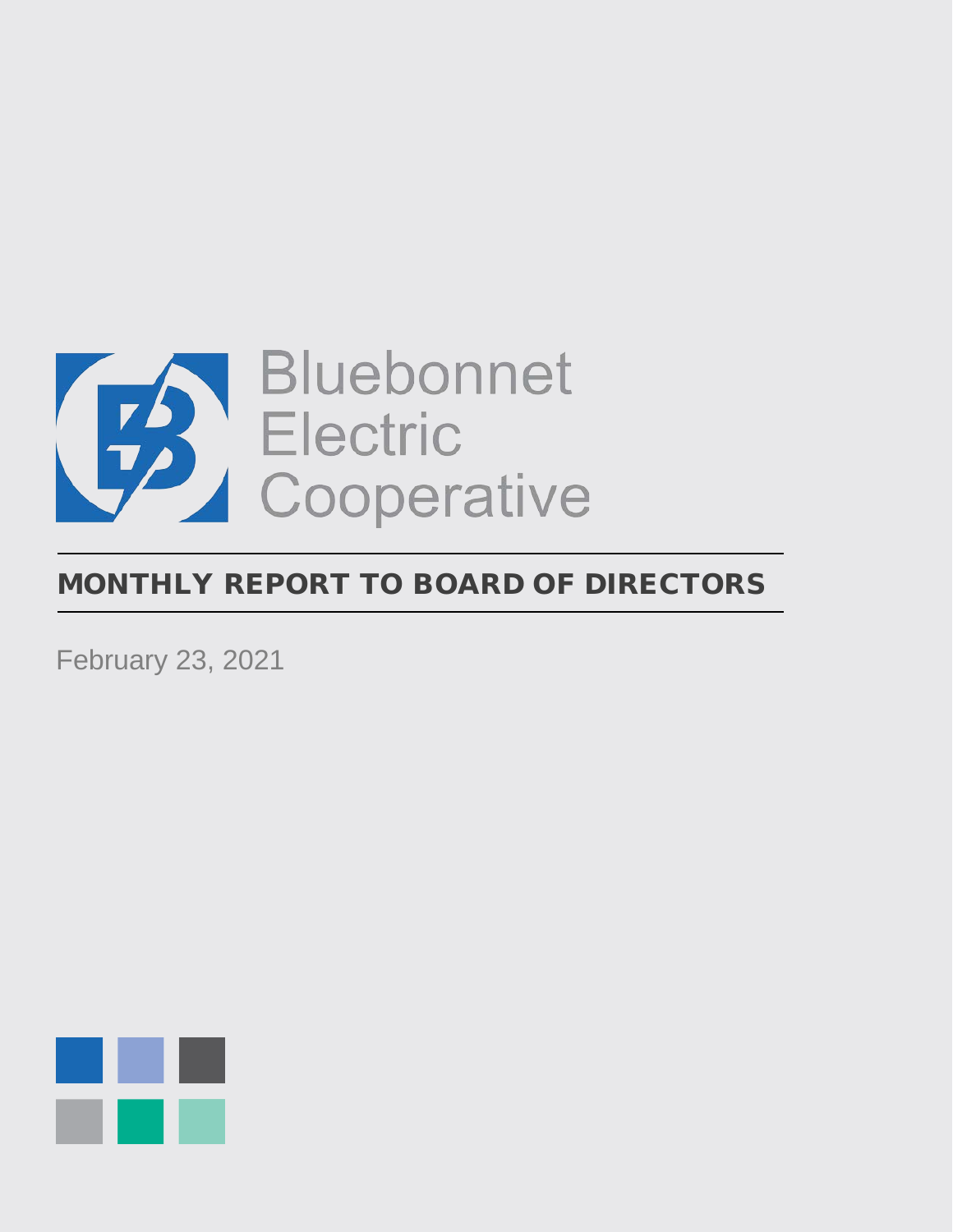Bluebonnet
Electric
Cooperative

# MONTHLY REPORT TO BOARD OF DIRECTORS

February 23, 2021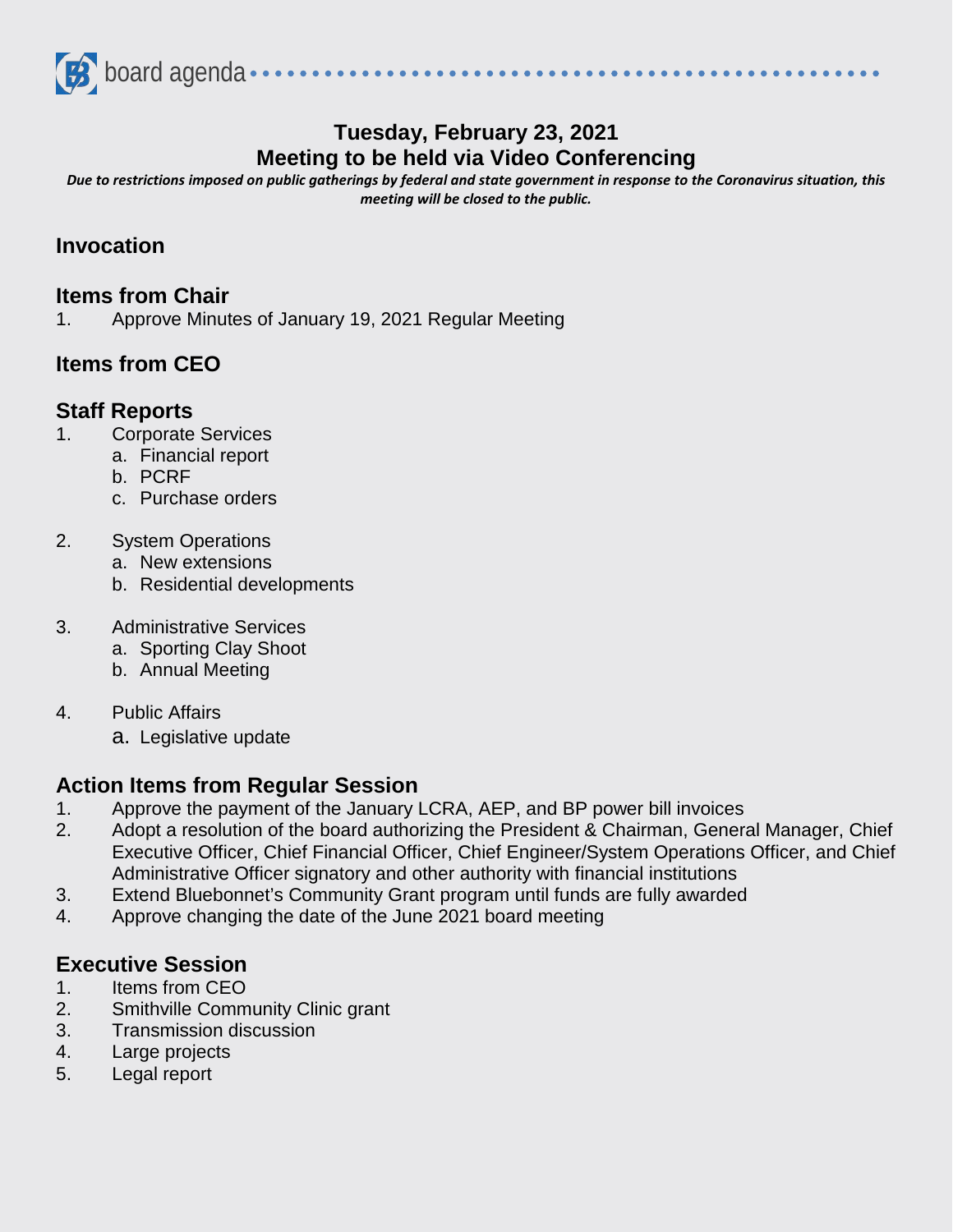board agenda

## Tuesday, February 23, 2021
## Meeting to be held via Video Conferencing

*Due to restrictions imposed on public gatherings by federal and state government in response to the Coronavirus situation, this meeting will be closed to the public.*

### Invocation

### Items from Chair

1. Approve Minutes of January 19, 2021 Regular Meeting

### Items from CEO

### Staff Reports

1. Corporate Services
   a. Financial report
   b. PCRF
   c. Purchase orders

2. System Operations
   a. New extensions
   b. Residential developments

3. Administrative Services
   a. Sporting Clay Shoot
   b. Annual Meeting

4. Public Affairs
   a. Legislative update

### Action Items from Regular Session

1. Approve the payment of the January LCRA, AEP, and BP power bill invoices
2. Adopt a resolution of the board authorizing the President & Chairman, General Manager, Chief Executive Officer, Chief Financial Officer, Chief Engineer/System Operations Officer, and Chief Administrative Officer signatory and other authority with financial institutions
3. Extend Bluebonnet's Community Grant program until funds are fully awarded
4. Approve changing the date of the June 2021 board meeting

### Executive Session

1. Items from CEO
2. Smithville Community Clinic grant
3. Transmission discussion
4. Large projects
5. Legal report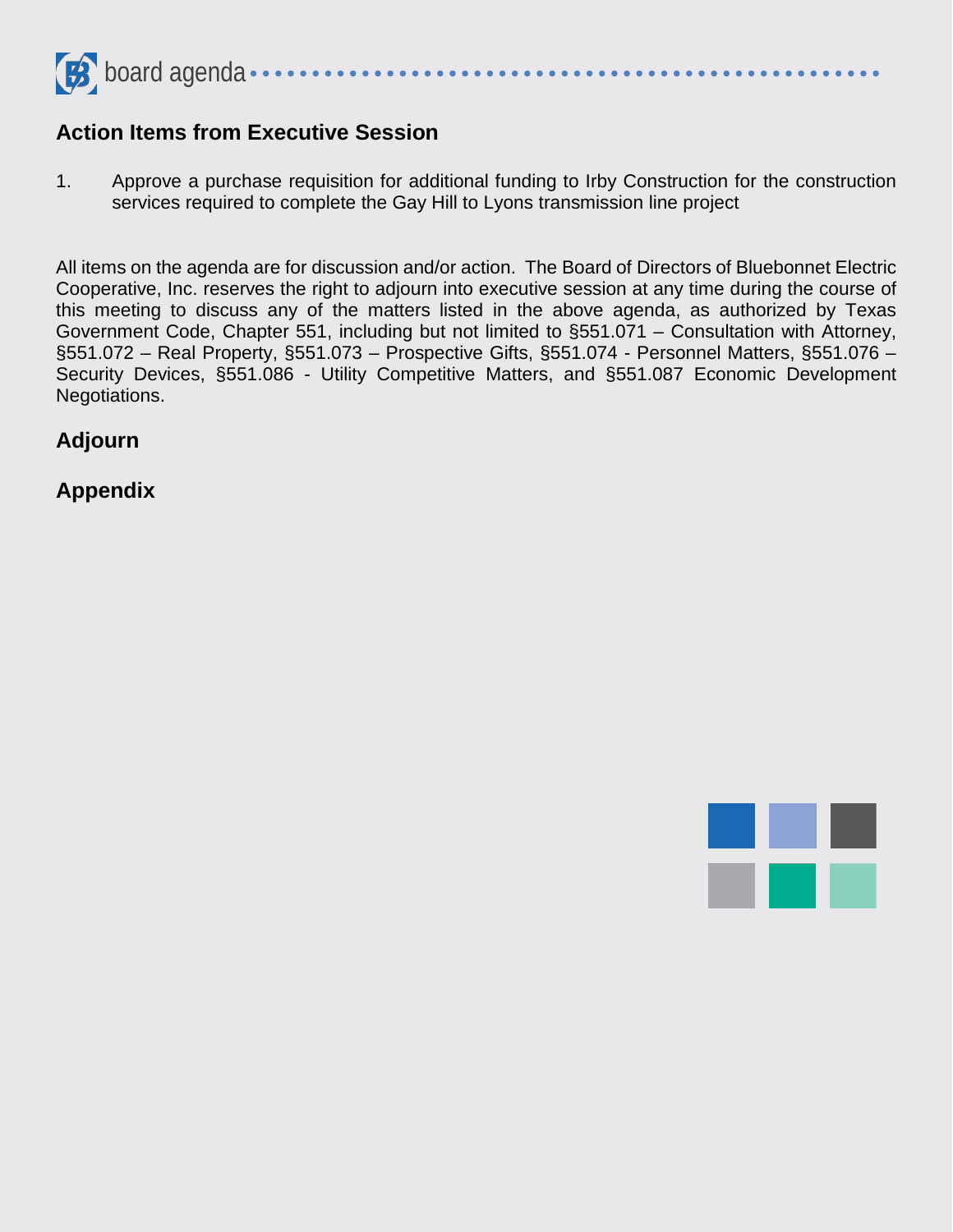## Action Items from Executive Session

1. Approve a purchase requisition for additional funding to Irby Construction for the construction services required to complete the Gay Hill to Lyons transmission line project

All items on the agenda are for discussion and/or action. The Board of Directors of Bluebonnet Electric Cooperative, Inc. reserves the right to adjourn into executive session at any time during the course of this meeting to discuss any of the matters listed in the above agenda, as authorized by Texas Government Code, Chapter 551, including but not limited to §551.071 – Consultation with Attorney, §551.072 – Real Property, §551.073 – Prospective Gifts, §551.074 - Personnel Matters, §551.076 – Security Devices, §551.086 - Utility Competitive Matters, and §551.087 Economic Development Negotiations.

## Adjourn

## Appendix